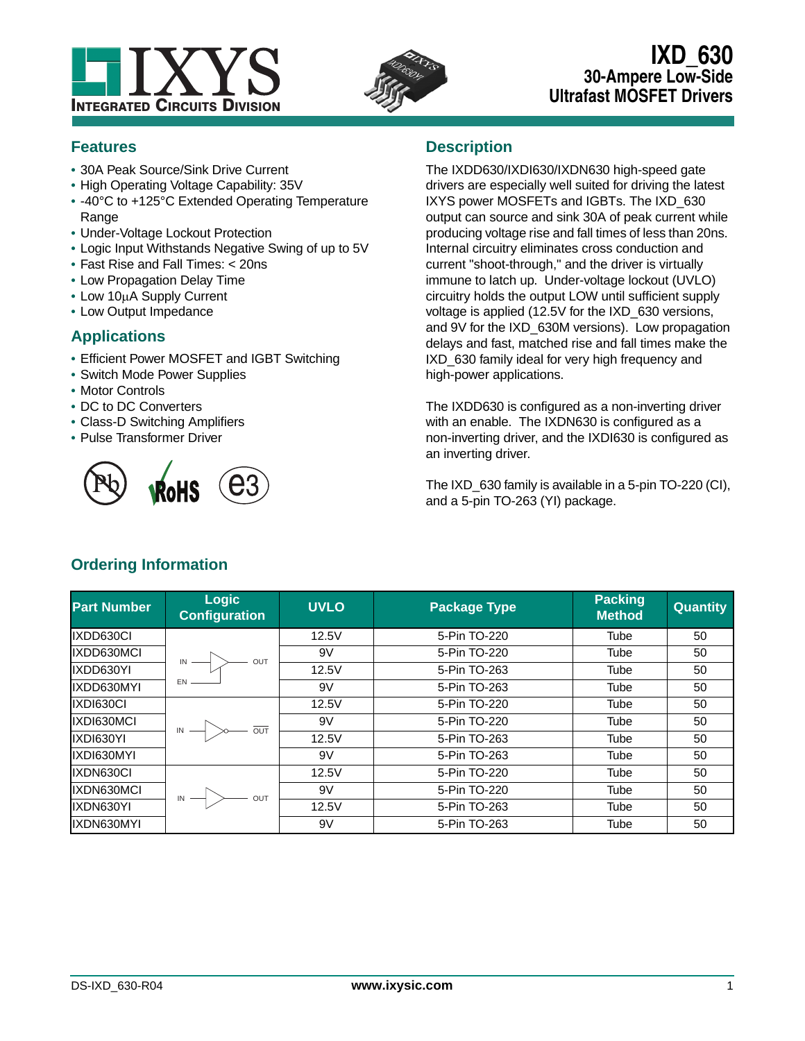# IXD_630

## 30-Ampere Low-Side Ultrafast MOSFET Drivers

## Features

- 30A Peak Source/Sink Drive Current
- High Operating Voltage Capability: 35V
- -40°C to +125°C Extended Operating Temperature Range
- Under-Voltage Lockout Protection
- Logic Input Withstands Negative Swing of up to 5V
- Fast Rise and Fall Times: < 20ns
- Low Propagation Delay Time
- Low 10μA Supply Current
- Low Output Impedance

## Applications

- Efficient Power MOSFET and IGBT Switching
- Switch Mode Power Supplies
- Motor Controls
- DC to DC Converters
- Class-D Switching Amplifiers
- Pulse Transformer Driver

## Description

The IXDD630/IXDI630/IXDN630 high-speed gate drivers are especially well suited for driving the latest IXYS power MOSFETs and IGBTs. The IXD_630 output can source and sink 30A of peak current while producing voltage rise and fall times of less than 20ns. Internal circuitry eliminates cross conduction and current "shoot-through," and the driver is virtually immune to latch up. Under-voltage lockout (UVLO) circuitry holds the output LOW until sufficient supply voltage is applied (12.5V for the IXD_630 versions, and 9V for the IXD_630M versions). Low propagation delays and fast, matched rise and fall times make the IXD_630 family ideal for very high frequency and high-power applications.

The IXDD630 is configured as a non-inverting driver with an enable. The IXDN630 is configured as a non-inverting driver, and the IXDI630 is configured as an inverting driver.

The IXD_630 family is available in a 5-pin TO-220 (CI), and a 5-pin TO-263 (YI) package.

## Ordering Information

| Part Number | Logic Configuration | UVLO | Package Type | Packing Method | Quantity |
|---|---|---|---|---|---|
| IXDD630CI | Non-inverting with enable (IN, EN → OUT) | 12.5V | 5-Pin TO-220 | Tube | 50 |
| IXDD630MCI | | 9V | 5-Pin TO-220 | Tube | 50 |
| IXDD630YI | | 12.5V | 5-Pin TO-263 | Tube | 50 |
| IXDD630MYI | | 9V | 5-Pin TO-263 | Tube | 50 |
| IXDI630CI | Inverting (IN → $\overline{OUT}$) | 12.5V | 5-Pin TO-220 | Tube | 50 |
| IXDI630MCI | | 9V | 5-Pin TO-220 | Tube | 50 |
| IXDI630YI | | 12.5V | 5-Pin TO-263 | Tube | 50 |
| IXDI630MYI | | 9V | 5-Pin TO-263 | Tube | 50 |
| IXDN630CI | Non-inverting (IN → OUT) | 12.5V | 5-Pin TO-220 | Tube | 50 |
| IXDN630MCI | | 9V | 5-Pin TO-220 | Tube | 50 |
| IXDN630YI | | 12.5V | 5-Pin TO-263 | Tube | 50 |
| IXDN630MYI | | 9V | 5-Pin TO-263 | Tube | 50 |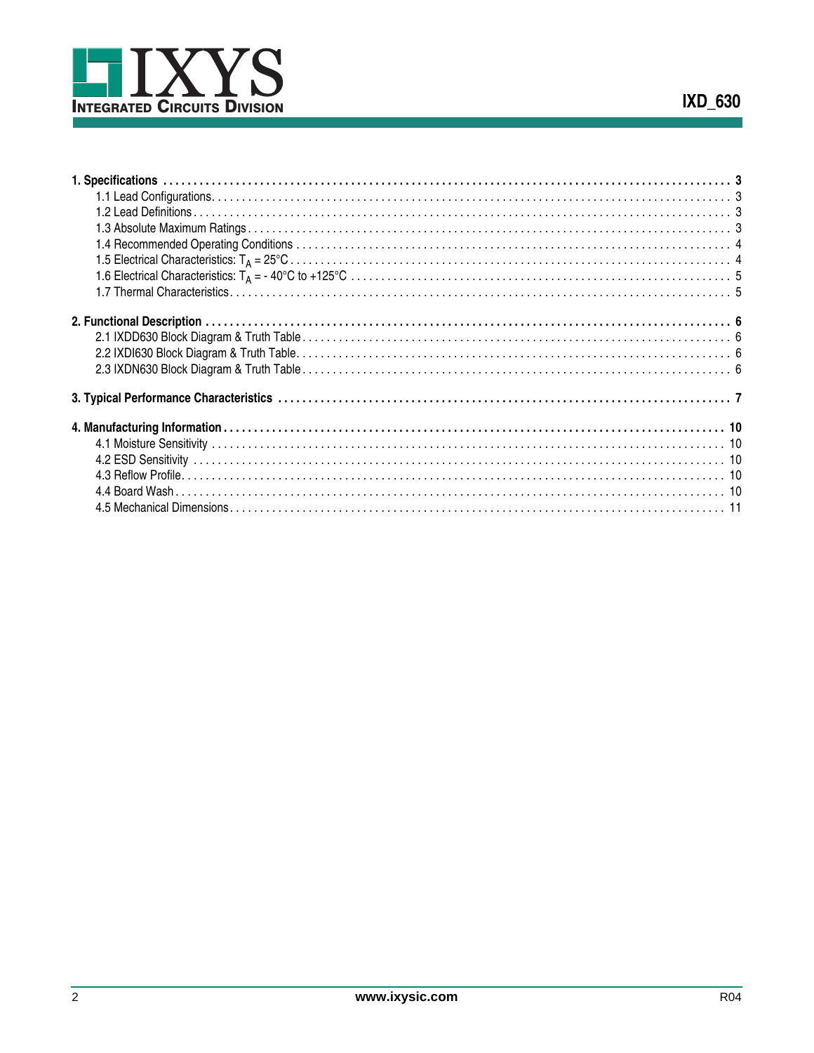**1. Specifications** . . . . . . . . . . . . . . . . . . . . . . . . . . . . . . . . . . . . . . . . . . . . . . . . . . . . . . . . . . . . . . . . . . . . . . . . . . . . **3**

- 1.1 Lead Configurations . . . . . . . . . . . . . . . . . . . . . . . . . . . . . . . . . . . . . . . . . . . . . . . . . . . . . . . . . . . . . . . . . . . . . . . . . . . . 3
- 1.2 Lead Definitions . . . . . . . . . . . . . . . . . . . . . . . . . . . . . . . . . . . . . . . . . . . . . . . . . . . . . . . . . . . . . . . . . . . . . . . . . . . . . . 3
- 1.3 Absolute Maximum Ratings . . . . . . . . . . . . . . . . . . . . . . . . . . . . . . . . . . . . . . . . . . . . . . . . . . . . . . . . . . . . . . . . . . . . . . 3
- 1.4 Recommended Operating Conditions . . . . . . . . . . . . . . . . . . . . . . . . . . . . . . . . . . . . . . . . . . . . . . . . . . . . . . . . . . . . . 4
- 1.5 Electrical Characteristics: $T_A$ = 25°C . . . . . . . . . . . . . . . . . . . . . . . . . . . . . . . . . . . . . . . . . . . . . . . . . . . . . . . . . . . . . 4
- 1.6 Electrical Characteristics: $T_A$ = - 40°C to +125°C . . . . . . . . . . . . . . . . . . . . . . . . . . . . . . . . . . . . . . . . . . . . . . . . . . . 5
- 1.7 Thermal Characteristics . . . . . . . . . . . . . . . . . . . . . . . . . . . . . . . . . . . . . . . . . . . . . . . . . . . . . . . . . . . . . . . . . . . . . . . . 5

**2. Functional Description** . . . . . . . . . . . . . . . . . . . . . . . . . . . . . . . . . . . . . . . . . . . . . . . . . . . . . . . . . . . . . . . . . . . . . . . . **6**

- 2.1 IXDD630 Block Diagram & Truth Table . . . . . . . . . . . . . . . . . . . . . . . . . . . . . . . . . . . . . . . . . . . . . . . . . . . . . . . . . . . . . 6
- 2.2 IXDI630 Block Diagram & Truth Table . . . . . . . . . . . . . . . . . . . . . . . . . . . . . . . . . . . . . . . . . . . . . . . . . . . . . . . . . . . . . . 6
- 2.3 IXDN630 Block Diagram & Truth Table . . . . . . . . . . . . . . . . . . . . . . . . . . . . . . . . . . . . . . . . . . . . . . . . . . . . . . . . . . . . . 6

**3. Typical Performance Characteristics** . . . . . . . . . . . . . . . . . . . . . . . . . . . . . . . . . . . . . . . . . . . . . . . . . . . . . . . . . . . . . **7**

**4. Manufacturing Information** . . . . . . . . . . . . . . . . . . . . . . . . . . . . . . . . . . . . . . . . . . . . . . . . . . . . . . . . . . . . . . . . . . . . **10**

- 4.1 Moisture Sensitivity . . . . . . . . . . . . . . . . . . . . . . . . . . . . . . . . . . . . . . . . . . . . . . . . . . . . . . . . . . . . . . . . . . . . . . . . . . . 10
- 4.2 ESD Sensitivity . . . . . . . . . . . . . . . . . . . . . . . . . . . . . . . . . . . . . . . . . . . . . . . . . . . . . . . . . . . . . . . . . . . . . . . . . . . . . . 10
- 4.3 Reflow Profile . . . . . . . . . . . . . . . . . . . . . . . . . . . . . . . . . . . . . . . . . . . . . . . . . . . . . . . . . . . . . . . . . . . . . . . . . . . . . . . 10
- 4.4 Board Wash . . . . . . . . . . . . . . . . . . . . . . . . . . . . . . . . . . . . . . . . . . . . . . . . . . . . . . . . . . . . . . . . . . . . . . . . . . . . . . . . 10
- 4.5 Mechanical Dimensions . . . . . . . . . . . . . . . . . . . . . . . . . . . . . . . . . . . . . . . . . . . . . . . . . . . . . . . . . . . . . . . . . . . . . . . 11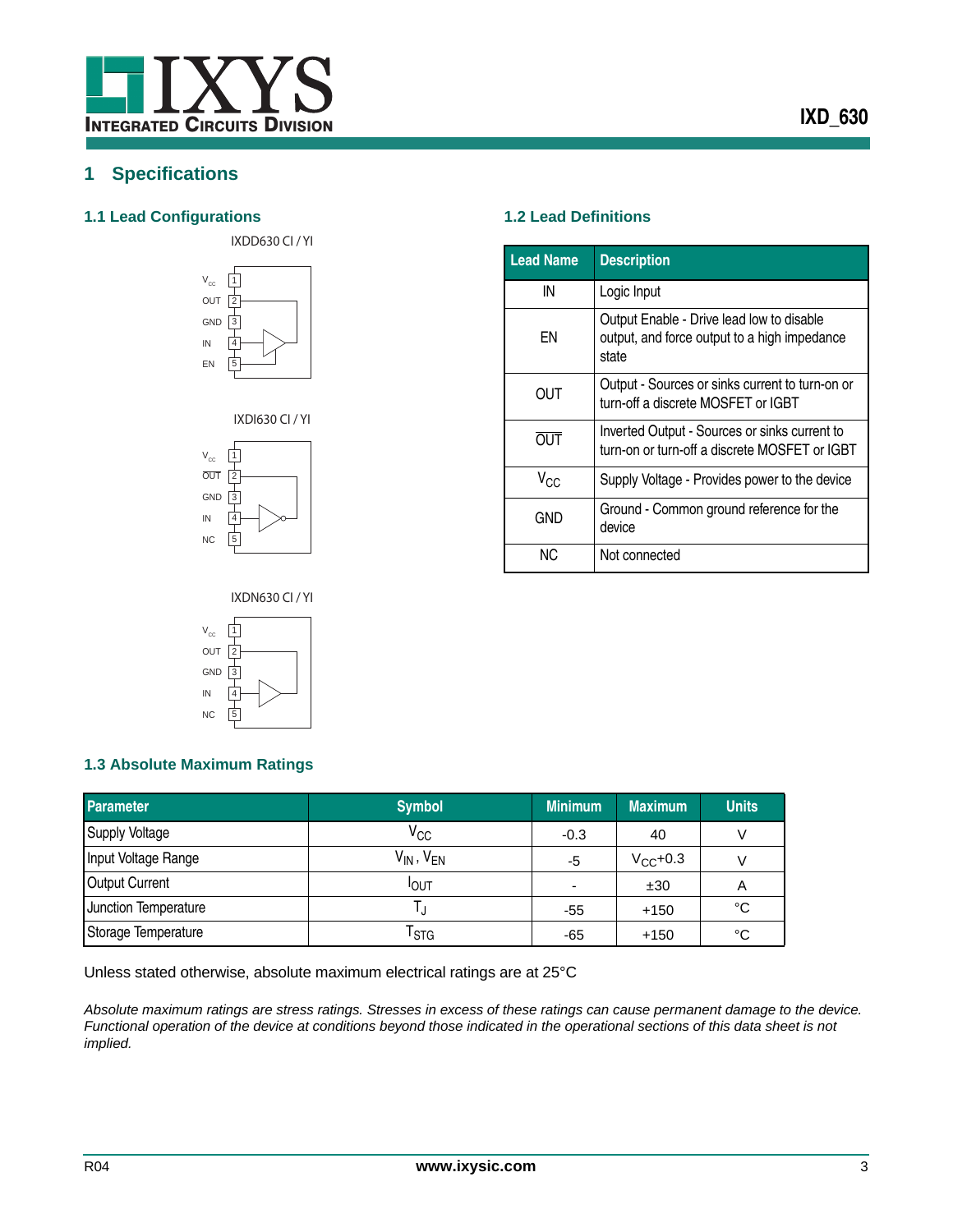# 1 Specifications

## 1.1 Lead Configurations

IXDD630 CI / YI

| Pin | Name |
|---|---|
| 1 | $V_{CC}$ |
| 2 | OUT |
| 3 | GND |
| 4 | IN |
| 5 | EN |

IXDI630 CI / YI

| Pin | Name |
|---|---|
| 1 | $V_{CC}$ |
| 2 | $\overline{OUT}$ |
| 3 | GND |
| 4 | IN |
| 5 | NC |

IXDN630 CI / YI

| Pin | Name |
|---|---|
| 1 | $V_{CC}$ |
| 2 | OUT |
| 3 | GND |
| 4 | IN |
| 5 | NC |

## 1.2 Lead Definitions

| Lead Name | Description |
|---|---|
| IN | Logic Input |
| EN | Output Enable - Drive lead low to disable output, and force output to a high impedance state |
| OUT | Output - Sources or sinks current to turn-on or turn-off a discrete MOSFET or IGBT |
| $\overline{OUT}$ | Inverted Output - Sources or sinks current to turn-on or turn-off a discrete MOSFET or IGBT |
| $V_{CC}$ | Supply Voltage - Provides power to the device |
| GND | Ground - Common ground reference for the device |
| NC | Not connected |

## 1.3 Absolute Maximum Ratings

| Parameter | Symbol | Minimum | Maximum | Units |
|---|---|---|---|---|
| Supply Voltage | $V_{CC}$ | -0.3 | 40 | V |
| Input Voltage Range | $V_{IN}$ , $V_{EN}$ | -5 | $V_{CC}$+0.3 | V |
| Output Current | $I_{OUT}$ | - | ±30 | A |
| Junction Temperature | $T_J$ | -55 | +150 | °C |
| Storage Temperature | $T_{STG}$ | -65 | +150 | °C |

Unless stated otherwise, absolute maximum electrical ratings are at 25°C

*Absolute maximum ratings are stress ratings. Stresses in excess of these ratings can cause permanent damage to the device. Functional operation of the device at conditions beyond those indicated in the operational sections of this data sheet is not implied.*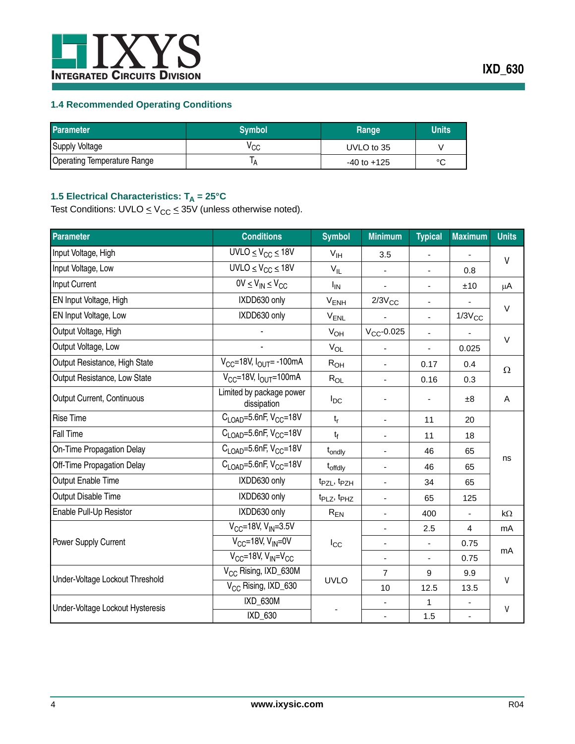## 1.4 Recommended Operating Conditions

| Parameter | Symbol | Range | Units |
|---|---|---|---|
| Supply Voltage | $V_{CC}$ | UVLO to 35 | V |
| Operating Temperature Range | $T_A$ | -40 to +125 | °C |

## 1.5 Electrical Characteristics: $T_A$ = 25°C

Test Conditions: UVLO ≤ $V_{CC}$ ≤ 35V (unless otherwise noted).

| Parameter | Conditions | Symbol | Minimum | Typical | Maximum | Units |
|---|---|---|---|---|---|---|
| Input Voltage, High | UVLO ≤ $V_{CC}$ ≤ 18V | $V_{IH}$ | 3.5 | - | - | V |
| Input Voltage, Low | UVLO ≤ $V_{CC}$ ≤ 18V | $V_{IL}$ | - | - | 0.8 | V |
| Input Current | 0V ≤ $V_{IN}$ ≤ $V_{CC}$ | $I_{IN}$ | - | - | ±10 | μA |
| EN Input Voltage, High | IXDD630 only | $V_{ENH}$ | 2/3$V_{CC}$ | - | - | V |
| EN Input Voltage, Low | IXDD630 only | $V_{ENL}$ | - | - | 1/3$V_{CC}$ | V |
| Output Voltage, High | - | $V_{OH}$ | $V_{CC}$-0.025 | - | - | V |
| Output Voltage, Low | - | $V_{OL}$ | - | - | 0.025 | V |
| Output Resistance, High State | $V_{CC}$=18V, $I_{OUT}$= -100mA | $R_{OH}$ | - | 0.17 | 0.4 | Ω |
| Output Resistance, Low State | $V_{CC}$=18V, $I_{OUT}$=100mA | $R_{OL}$ | - | 0.16 | 0.3 | Ω |
| Output Current, Continuous | Limited by package power dissipation | $I_{DC}$ | - | - | ±8 | A |
| Rise Time | $C_{LOAD}$=5.6nF, $V_{CC}$=18V | $t_r$ | - | 11 | 20 | ns |
| Fall Time | $C_{LOAD}$=5.6nF, $V_{CC}$=18V | $t_f$ | - | 11 | 18 | ns |
| On-Time Propagation Delay | $C_{LOAD}$=5.6nF, $V_{CC}$=18V | $t_{ondly}$ | - | 46 | 65 | ns |
| Off-Time Propagation Delay | $C_{LOAD}$=5.6nF, $V_{CC}$=18V | $t_{offdly}$ | - | 46 | 65 | ns |
| Output Enable Time | IXDD630 only | $t_{PZL}$, $t_{PZH}$ | - | 34 | 65 | ns |
| Output Disable Time | IXDD630 only | $t_{PLZ}$, $t_{PHZ}$ | - | 65 | 125 | ns |
| Enable Pull-Up Resistor | IXDD630 only | $R_{EN}$ | - | 400 | - | kΩ |
| Power Supply Current | $V_{CC}$=18V, $V_{IN}$=3.5V | $I_{CC}$ | - | 2.5 | 4 | mA |
| | $V_{CC}$=18V, $V_{IN}$=0V | | - | - | 0.75 | mA |
| | $V_{CC}$=18V, $V_{IN}$=$V_{CC}$ | | - | - | 0.75 | mA |
| Under-Voltage Lockout Threshold | $V_{CC}$ Rising, IXD_630M | UVLO | 7 | 9 | 9.9 | V |
| | $V_{CC}$ Rising, IXD_630 | | 10 | 12.5 | 13.5 | V |
| Under-Voltage Lockout Hysteresis | IXD_630M | - | - | 1 | - | V |
| | IXD_630 | | - | 1.5 | - | V |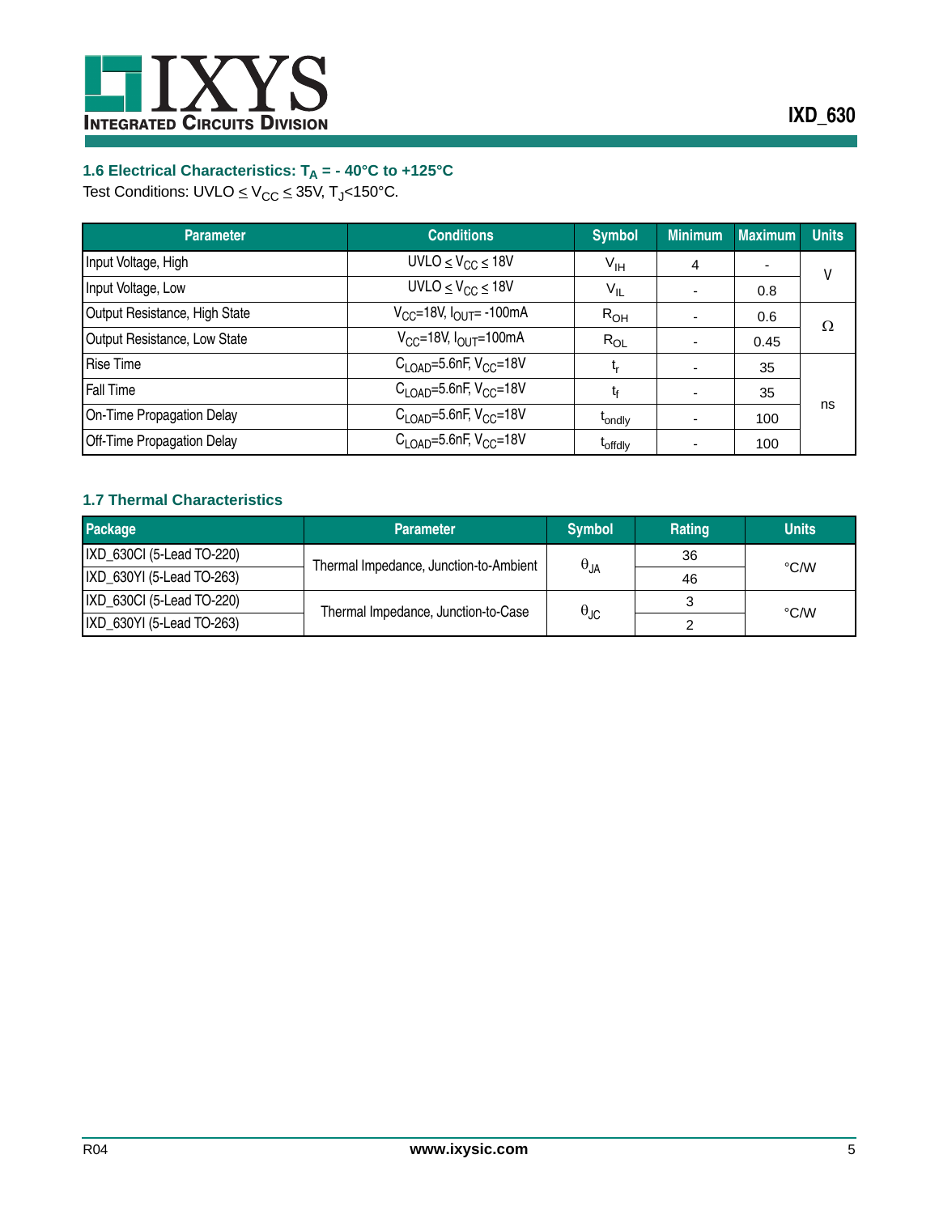### 1.6 Electrical Characteristics: $T_A$ = - 40°C to +125°C

Test Conditions: UVLO ≤ $V_{CC}$ ≤ 35V, $T_J$<150°C.

| Parameter | Conditions | Symbol | Minimum | Maximum | Units |
|---|---|---|---|---|---|
| Input Voltage, High | UVLO ≤ $V_{CC}$ ≤ 18V | $V_{IH}$ | 4 | - | V |
| Input Voltage, Low | UVLO ≤ $V_{CC}$ ≤ 18V | $V_{IL}$ | - | 0.8 | |
| Output Resistance, High State | $V_{CC}$=18V, $I_{OUT}$= -100mA | $R_{OH}$ | - | 0.6 | Ω |
| Output Resistance, Low State | $V_{CC}$=18V, $I_{OUT}$=100mA | $R_{OL}$ | - | 0.45 | |
| Rise Time | $C_{LOAD}$=5.6nF, $V_{CC}$=18V | $t_r$ | - | 35 | ns |
| Fall Time | $C_{LOAD}$=5.6nF, $V_{CC}$=18V | $t_f$ | - | 35 | |
| On-Time Propagation Delay | $C_{LOAD}$=5.6nF, $V_{CC}$=18V | $t_{ondly}$ | - | 100 | |
| Off-Time Propagation Delay | $C_{LOAD}$=5.6nF, $V_{CC}$=18V | $t_{offdly}$ | - | 100 | |

### 1.7 Thermal Characteristics

| Package | Parameter | Symbol | Rating | Units |
|---|---|---|---|---|
| IXD_630CI (5-Lead TO-220) | Thermal Impedance, Junction-to-Ambient | $\theta_{JA}$ | 36 | °C/W |
| IXD_630YI (5-Lead TO-263) | | | 46 | |
| IXD_630CI (5-Lead TO-220) | Thermal Impedance, Junction-to-Case | $\theta_{JC}$ | 3 | °C/W |
| IXD_630YI (5-Lead TO-263) | | | 2 | |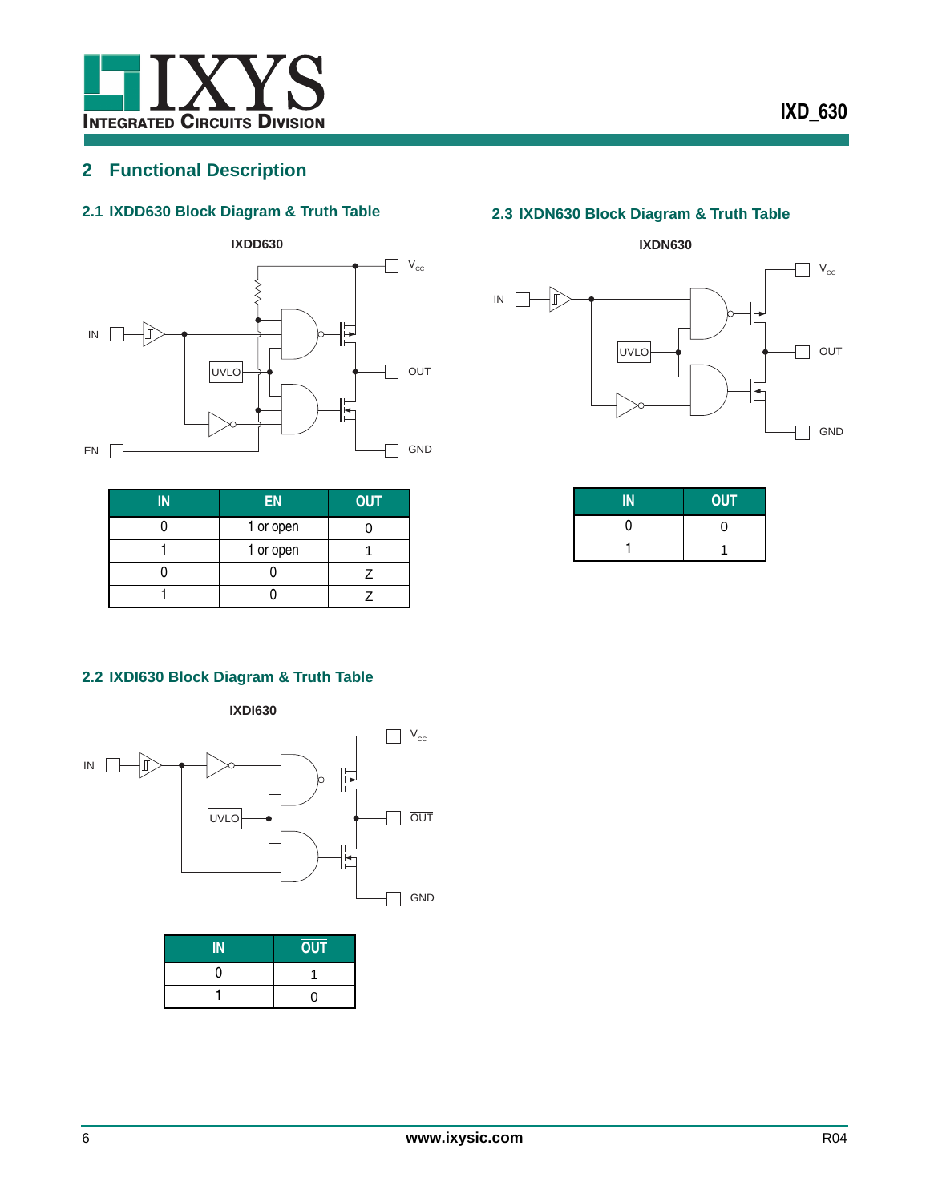## 2 Functional Description

### 2.1 IXDD630 Block Diagram & Truth Table

IXDD630

| IN | EN | OUT |
|---|---|---|
| 0 | 1 or open | 0 |
| 1 | 1 or open | 1 |
| 0 | 0 | Z |
| 1 | 0 | Z |

### 2.2 IXDI630 Block Diagram & Truth Table

IXDI630

| IN | $\overline{OUT}$ |
|---|---|
| 0 | 1 |
| 1 | 0 |

### 2.3 IXDN630 Block Diagram & Truth Table

IXDN630

| IN | OUT |
|---|---|
| 0 | 0 |
| 1 | 1 |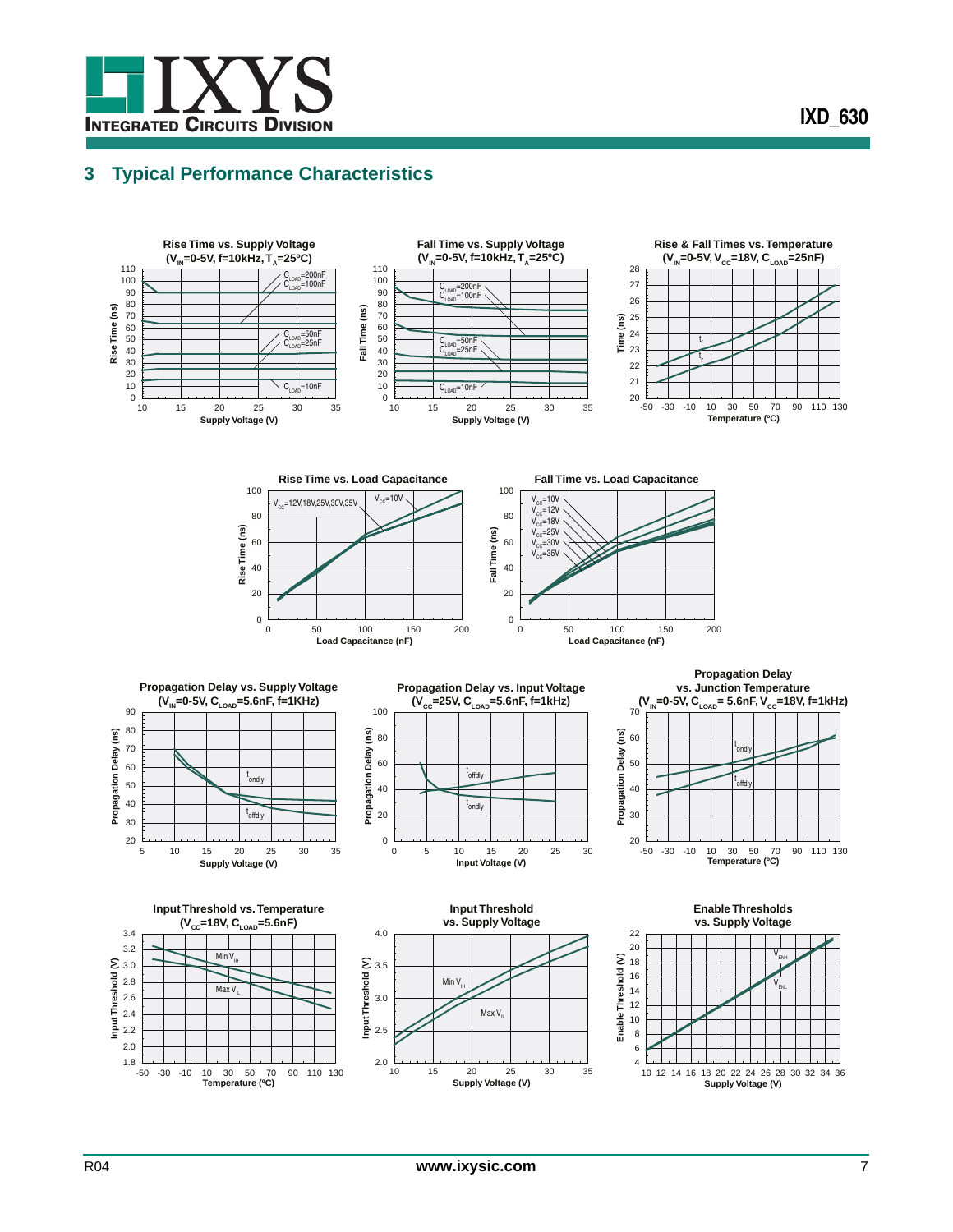## 3 Typical Performance Characteristics

**Rise Time vs. Supply Voltage ($V_{IN}$=0-5V, f=10kHz, $T_A$=25ºC)**

Rise Time (ns) vs. Supply Voltage (V); curves: $C_{LOAD}$=200nF, $C_{LOAD}$=100nF, $C_{LOAD}$=50nF, $C_{LOAD}$=25nF, $C_{LOAD}$=10nF

**Fall Time vs. Supply Voltage ($V_{IN}$=0-5V, f=10kHz, $T_A$=25ºC)**

Fall Time (ns) vs. Supply Voltage (V); curves: $C_{LOAD}$=200nF, $C_{LOAD}$=100nF, $C_{LOAD}$=50nF, $C_{LOAD}$=25nF, $C_{LOAD}$=10nF

**Rise & Fall Times vs. Temperature ($V_{IN}$=0-5V, $V_{CC}$=18V, $C_{LOAD}$=25nF)**

Time (ns) vs. Temperature (ºC); curves: $t_f$, $t_r$

**Rise Time vs. Load Capacitance**

Rise Time (ns) vs. Load Capacitance (nF); curves: $V_{CC}$=10V, $V_{CC}$=12V,18V,25V,30V,35V

**Fall Time vs. Load Capacitance**

Fall Time (ns) vs. Load Capacitance (nF); curves: $V_{CC}$=10V, $V_{CC}$=12V, $V_{CC}$=18V, $V_{CC}$=25V, $V_{CC}$=30V, $V_{CC}$=35V

**Propagation Delay vs. Supply Voltage ($V_{IN}$=0-5V, $C_{LOAD}$=5.6nF, f=1KHz)**

Propagation Delay (ns) vs. Supply Voltage (V); curves: $t_{ondly}$, $t_{offdly}$

**Propagation Delay vs. Input Voltage ($V_{CC}$=25V, $C_{LOAD}$=5.6nF, f=1kHz)**

Propagation Delay (ns) vs. Input Voltage (V); curves: $t_{offdly}$, $t_{ondly}$

**Propagation Delay vs. Junction Temperature ($V_{IN}$=0-5V, $C_{LOAD}$= 5.6nF, $V_{CC}$=18V, f=1kHz)**

Propagation Delay (ns) vs. Temperature (ºC); curves: $t_{ondly}$, $t_{offdly}$

**Input Threshold vs. Temperature ($V_{CC}$=18V, $C_{LOAD}$=5.6nF)**

Input Threshold (V) vs. Temperature (ºC); curves: Min $V_{IH}$, Max $V_{IL}$

**Input Threshold vs. Supply Voltage**

Input Threshold (V) vs. Supply Voltage (V); curves: Min $V_{IH}$, Max $V_{IL}$

**Enable Thresholds vs. Supply Voltage**

Enable Threshold (V) vs. Supply Voltage (V); curves: $V_{ENH}$, $V_{ENL}$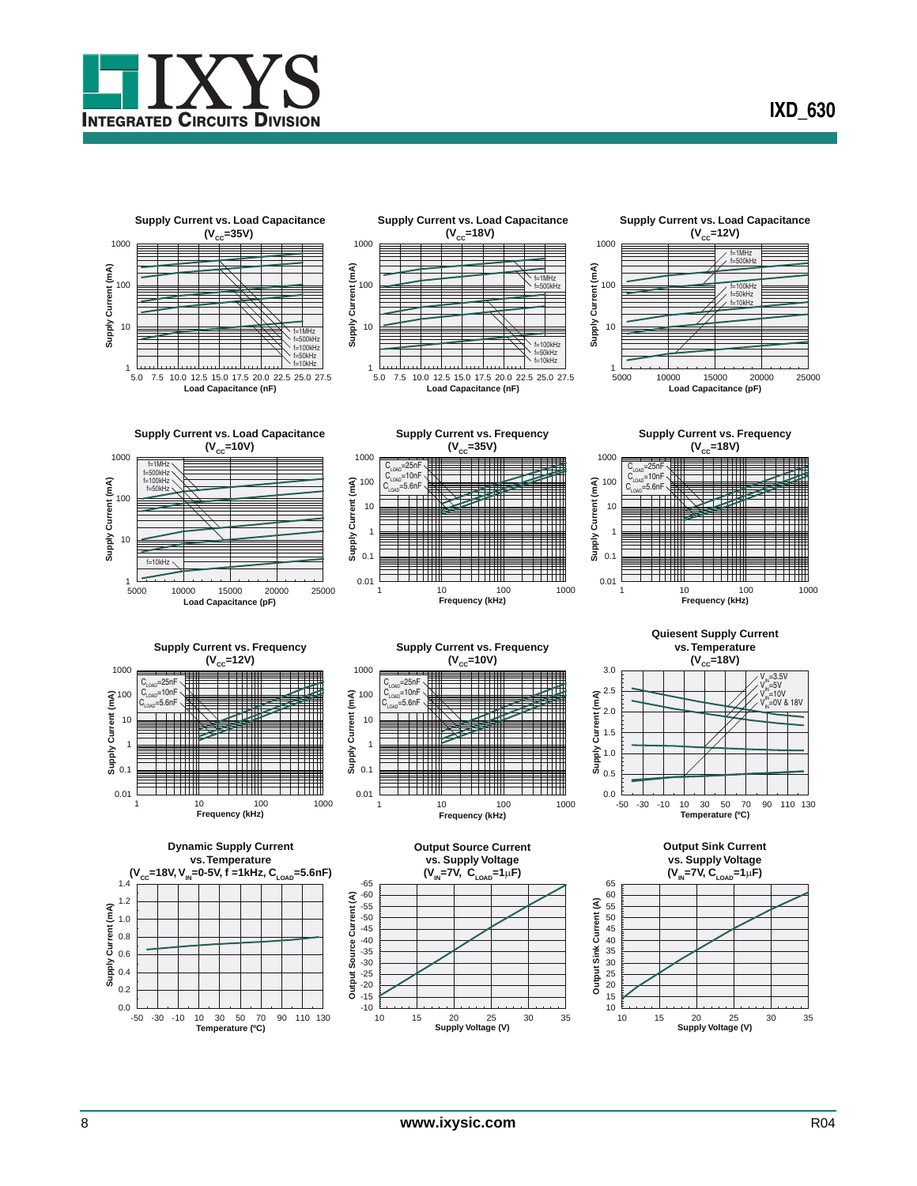**Supply Current vs. Load Capacitance ($V_{CC}$=35V)**

**Supply Current vs. Load Capacitance ($V_{CC}$=18V)**

**Supply Current vs. Load Capacitance ($V_{CC}$=12V)**

**Supply Current vs. Load Capacitance ($V_{CC}$=10V)**

**Supply Current vs. Frequency ($V_{CC}$=35V)**

**Supply Current vs. Frequency ($V_{CC}$=18V)**

**Supply Current vs. Frequency ($V_{CC}$=12V)**

**Supply Current vs. Frequency ($V_{CC}$=10V)**

**Quiesent Supply Current vs. Temperature ($V_{CC}$=18V)**

**Dynamic Supply Current vs. Temperature ($V_{CC}$=18V, $V_{IN}$=0-5V, f =1kHz, $C_{LOAD}$=5.6nF)**

**Output Source Current vs. Supply Voltage ($V_{IN}$=7V, $C_{LOAD}$=1µF)**

**Output Sink Current vs. Supply Voltage ($V_{IN}$=7V, $C_{LOAD}$=1µF)**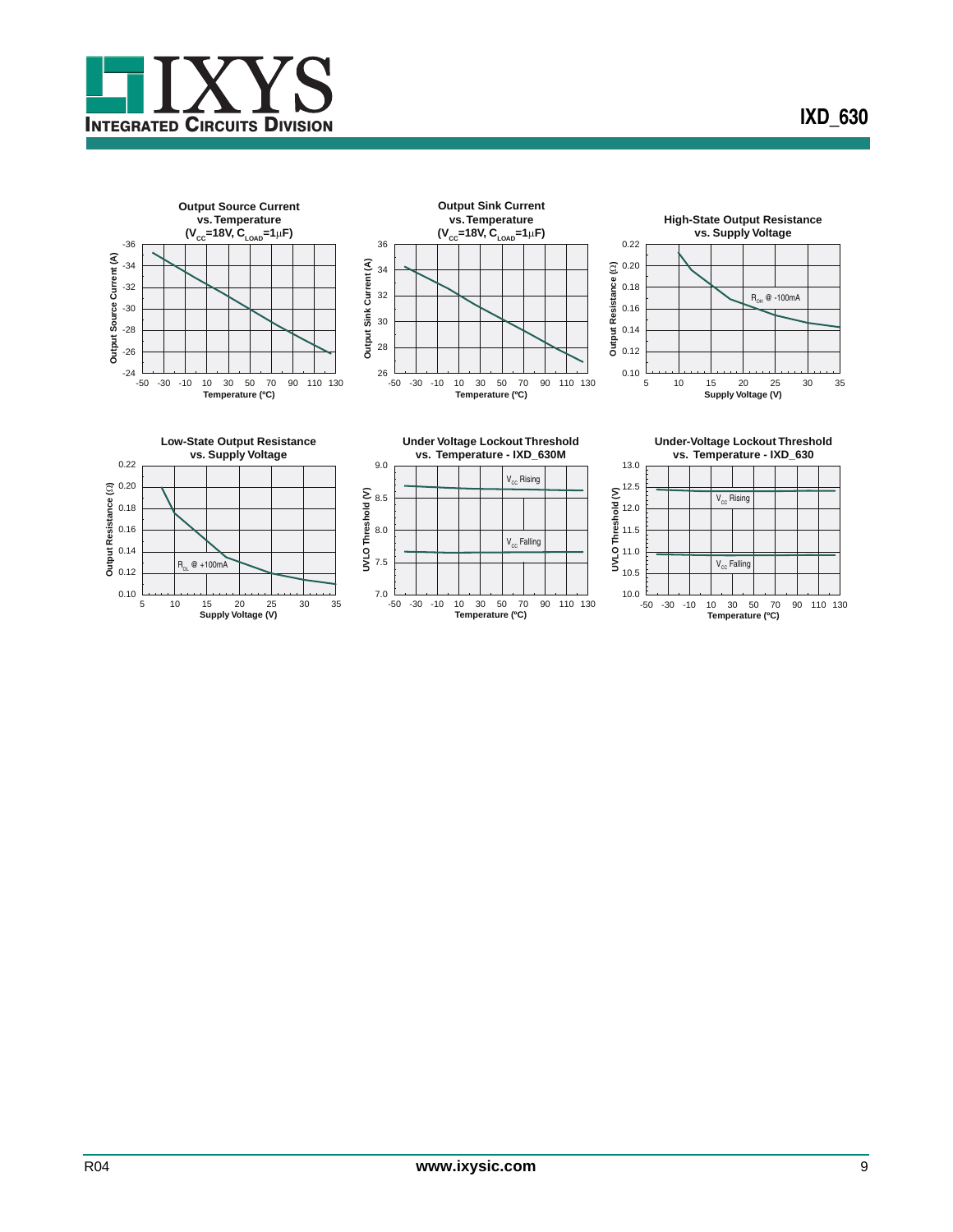**Output Source Current vs. Temperature ($V_{CC}$=18V, $C_{LOAD}$=1μF)**

Output Source Current (A): -36, -34, -32, -30, -28, -26, -24

Temperature (ºC): -50, -30, -10, 10, 30, 50, 70, 90, 110, 130

**Output Sink Current vs. Temperature ($V_{CC}$=18V, $C_{LOAD}$=1μF)**

Output Sink Current (A): 36, 34, 32, 30, 28, 26

Temperature (ºC): -50, -30, -10, 10, 30, 50, 70, 90, 110, 130

**High-State Output Resistance vs. Supply Voltage**

$R_{OH}$ @ -100mA

Output Resistance (Ω): 0.22, 0.20, 0.18, 0.16, 0.14, 0.12, 0.10

Supply Voltage (V): 5, 10, 15, 20, 25, 30, 35

**Low-State Output Resistance vs. Supply Voltage**

$R_{OL}$ @ +100mA

Output Resistance (Ω): 0.22, 0.20, 0.18, 0.16, 0.14, 0.12, 0.10

Supply Voltage (V): 5, 10, 15, 20, 25, 30, 35

**Under Voltage Lockout Threshold vs. Temperature - IXD_630M**

$V_{CC}$ Rising

$V_{CC}$ Falling

UVLO Threshold (V): 9.0, 8.5, 8.0, 7.5, 7.0

Temperature (ºC): -50, -30, -10, 10, 30, 50, 70, 90, 110, 130

**Under-Voltage Lockout Threshold vs. Temperature - IXD_630**

$V_{CC}$ Rising

$V_{CC}$ Falling

UVLO Threshold (V): 13.0, 12.5, 12.0, 11.5, 11.0, 10.5, 10.0

Temperature (ºC): -50, -30, -10, 10, 30, 50, 70, 90, 110, 130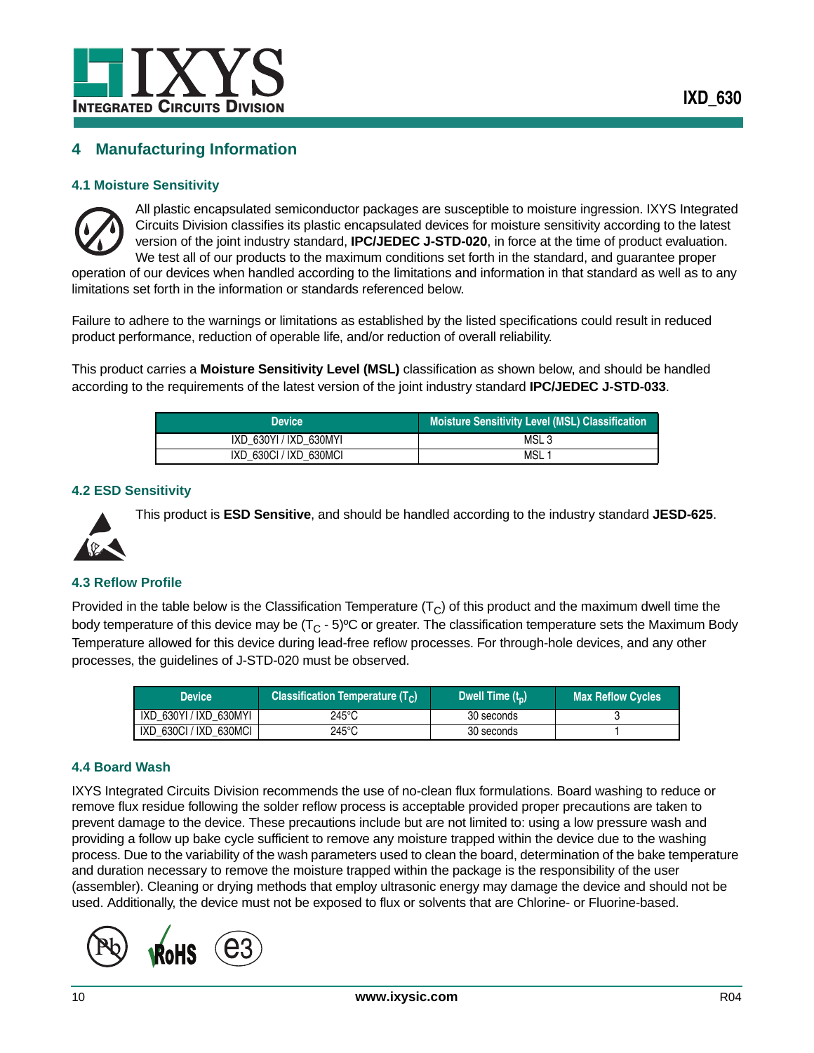## 4 Manufacturing Information

### 4.1 Moisture Sensitivity

All plastic encapsulated semiconductor packages are susceptible to moisture ingression. IXYS Integrated Circuits Division classifies its plastic encapsulated devices for moisture sensitivity according to the latest version of the joint industry standard, **IPC/JEDEC J-STD-020**, in force at the time of product evaluation. We test all of our products to the maximum conditions set forth in the standard, and guarantee proper operation of our devices when handled according to the limitations and information in that standard as well as to any limitations set forth in the information or standards referenced below.

Failure to adhere to the warnings or limitations as established by the listed specifications could result in reduced product performance, reduction of operable life, and/or reduction of overall reliability.

This product carries a **Moisture Sensitivity Level (MSL)** classification as shown below, and should be handled according to the requirements of the latest version of the joint industry standard **IPC/JEDEC J-STD-033**.

| Device | Moisture Sensitivity Level (MSL) Classification |
|---|---|
| IXD_630YI / IXD_630MYI | MSL 3 |
| IXD_630CI / IXD_630MCI | MSL 1 |

### 4.2 ESD Sensitivity

This product is **ESD Sensitive**, and should be handled according to the industry standard **JESD-625**.

### 4.3 Reflow Profile

Provided in the table below is the Classification Temperature ($T_C$) of this product and the maximum dwell time the body temperature of this device may be ($T_C$ - 5)ºC or greater. The classification temperature sets the Maximum Body Temperature allowed for this device during lead-free reflow processes. For through-hole devices, and any other processes, the guidelines of J-STD-020 must be observed.

| Device | Classification Temperature ($T_C$) | Dwell Time ($t_p$) | Max Reflow Cycles |
|---|---|---|---|
| IXD_630YI / IXD_630MYI | 245°C | 30 seconds | 3 |
| IXD_630CI / IXD_630MCI | 245°C | 30 seconds | 1 |

### 4.4 Board Wash

IXYS Integrated Circuits Division recommends the use of no-clean flux formulations. Board washing to reduce or remove flux residue following the solder reflow process is acceptable provided proper precautions are taken to prevent damage to the device. These precautions include but are not limited to: using a low pressure wash and providing a follow up bake cycle sufficient to remove any moisture trapped within the device due to the washing process. Due to the variability of the wash parameters used to clean the board, determination of the bake temperature and duration necessary to remove the moisture trapped within the package is the responsibility of the user (assembler). Cleaning or drying methods that employ ultrasonic energy may damage the device and should not be used. Additionally, the device must not be exposed to flux or solvents that are Chlorine- or Fluorine-based.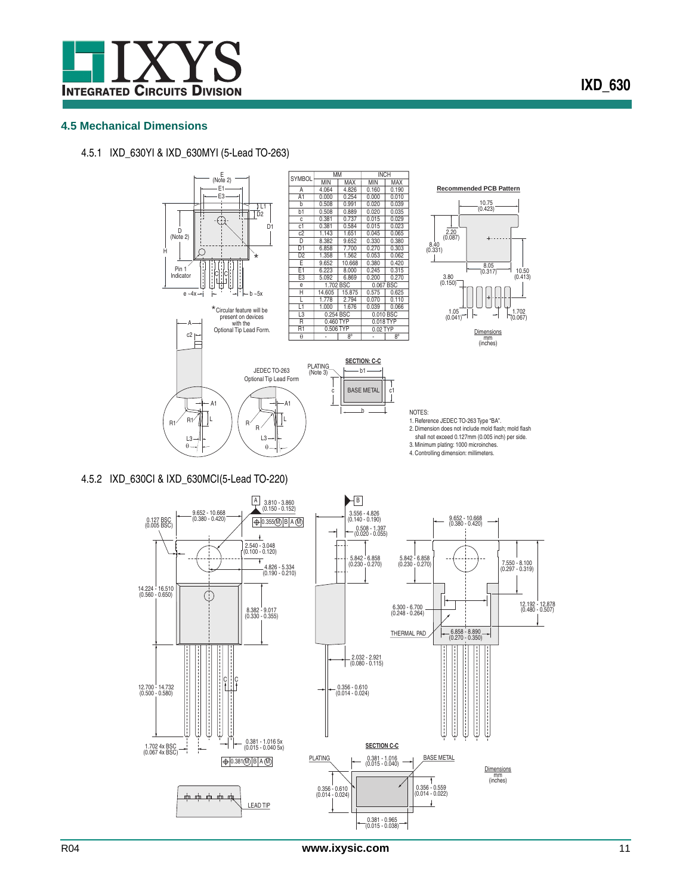## 4.5 Mechanical Dimensions

### 4.5.1 IXD_630YI & IXD_630MYI (5-Lead TO-263)

| SYMBOL | MM | | INCH | |
|---|---|---|---|---|
| | MIN | MAX | MIN | MAX |
| A | 4.064 | 4.826 | 0.160 | 0.190 |
| A1 | 0.000 | 0.254 | 0.000 | 0.010 |
| b | 0.508 | 0.991 | 0.020 | 0.039 |
| b1 | 0.508 | 0.889 | 0.020 | 0.035 |
| c | 0.381 | 0.737 | 0.015 | 0.029 |
| c1 | 0.381 | 0.584 | 0.015 | 0.023 |
| c2 | 1.143 | 1.651 | 0.045 | 0.065 |
| D | 8.382 | 9.652 | 0.330 | 0.380 |
| D1 | 6.858 | 7.700 | 0.270 | 0.303 |
| D2 | 1.358 | 1.562 | 0.053 | 0.062 |
| E | 9.652 | 10.668 | 0.380 | 0.420 |
| E1 | 6.223 | 8.000 | 0.245 | 0.315 |
| E3 | 5.092 | 6.869 | 0.200 | 0.270 |
| e | 1.702 BSC | | 0.067 BSC | |
| H | 14.605 | 15.875 | 0.575 | 0.625 |
| L | 1.778 | 2.794 | 0.070 | 0.110 |
| L1 | 1.000 | 1.676 | 0.039 | 0.066 |
| L3 | 0.254 BSC | | 0.010 BSC | |
| R | 0.460 TYP | | 0.018 TYP | |
| R1 | 0.506 TYP | | 0.02 TYP | |
| θ | - | 8° | - | 8° |

E (Note 2), E1, E3, L1, D2, D1, D (Note 2), H, Pin 1 Indicator, e ~4x, b ~5x, A, c2, A1, R1, L, L3, θ

*Circular feature will be present on devices with the Optional Tip Lead Form.

JEDEC TO-263 Optional Tip Lead Form

PLATING (Note 3)

SECTION: C-C — b1, c, BASE METAL, c1, b

**Recommended PCB Pattern**

10.75 (0.423); 2.20 (0.087); 8.40 (0.331); 8.05 (0.317); 10.50 (0.413); 3.80 (0.150); 1.05 (0.041); 1.702 (0.067)

Dimensions mm (inches)

NOTES:
1. Reference JEDEC TO-263 Type "BA".
2. Dimension does not include mold flash; mold flash shall not exceed 0.127mm (0.005 inch) per side.
3. Minimum plating: 1000 microinches.
4. Controlling dimension: millimeters.

### 4.5.2 IXD_630CI & IXD_630MCI(5-Lead TO-220)

A: 3.810 - 3.860 (0.150 - 0.152); 9.652 - 10.668 (0.380 - 0.420); 0.127 BSC (0.005 BSC); ⊕ 0.355Ⓜ B A Ⓜ; 2.540 - 3.048 (0.100 - 0.120); 4.826 - 5.334 (0.190 - 0.210); 14.224 - 16.510 (0.560 - 0.650); 8.382 - 9.017 (0.330 - 0.355); 12.700 - 14.732 (0.500 - 0.580); 1.702 4x BSC (0.067 4x BSC); 0.381 - 1.016 5x (0.015 - 0.040 5x); ⊕ 0.381Ⓜ B A Ⓜ

B: 3.556 - 4.826 (0.140 - 0.190); 0.508 - 1.397 (0.020 - 0.055); 5.842 - 6.858 (0.230 - 0.270); 2.032 - 2.921 (0.080 - 0.115); 0.356 - 0.610 (0.014 - 0.024)

9.652 - 10.668 (0.380 - 0.420); 5.842 - 6.858 (0.230 - 0.270); 7.550 - 8.100 (0.297 - 0.319); 6.300 - 6.700 (0.248 - 0.264); 12.192 - 12.878 (0.480 - 0.507); THERMAL PAD; 6.858 - 8.890 (0.270 - 0.350)

LEAD TIP

SECTION C-C: PLATING; 0.381 - 1.016 (0.015 - 0.040); BASE METAL; 0.356 - 0.610 (0.014 - 0.024); 0.356 - 0.559 (0.014 - 0.022); 0.381 - 0.965 (0.015 - 0.038)

Dimensions mm (inches)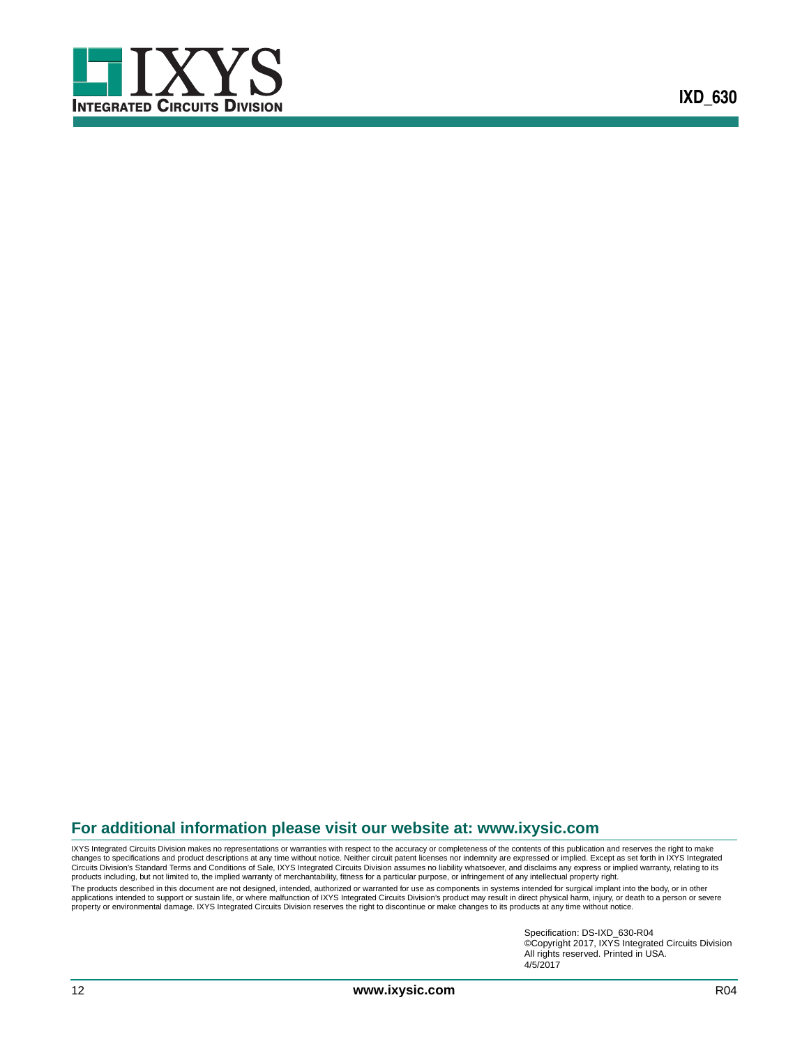## For additional information please visit our website at: www.ixysic.com

IXYS Integrated Circuits Division makes no representations or warranties with respect to the accuracy or completeness of the contents of this publication and reserves the right to make changes to specifications and product descriptions at any time without notice. Neither circuit patent licenses nor indemnity are expressed or implied. Except as set forth in IXYS Integrated Circuits Division's Standard Terms and Conditions of Sale, IXYS Integrated Circuits Division assumes no liability whatsoever, and disclaims any express or implied warranty, relating to its products including, but not limited to, the implied warranty of merchantability, fitness for a particular purpose, or infringement of any intellectual property right.

The products described in this document are not designed, intended, authorized or warranted for use as components in systems intended for surgical implant into the body, or in other applications intended to support or sustain life, or where malfunction of IXYS Integrated Circuits Division's product may result in direct physical harm, injury, or death to a person or severe property or environmental damage. IXYS Integrated Circuits Division reserves the right to discontinue or make changes to its products at any time without notice.

Specification: DS-IXD_630-R04
©Copyright 2017, IXYS Integrated Circuits Division
All rights reserved. Printed in USA.
4/5/2017